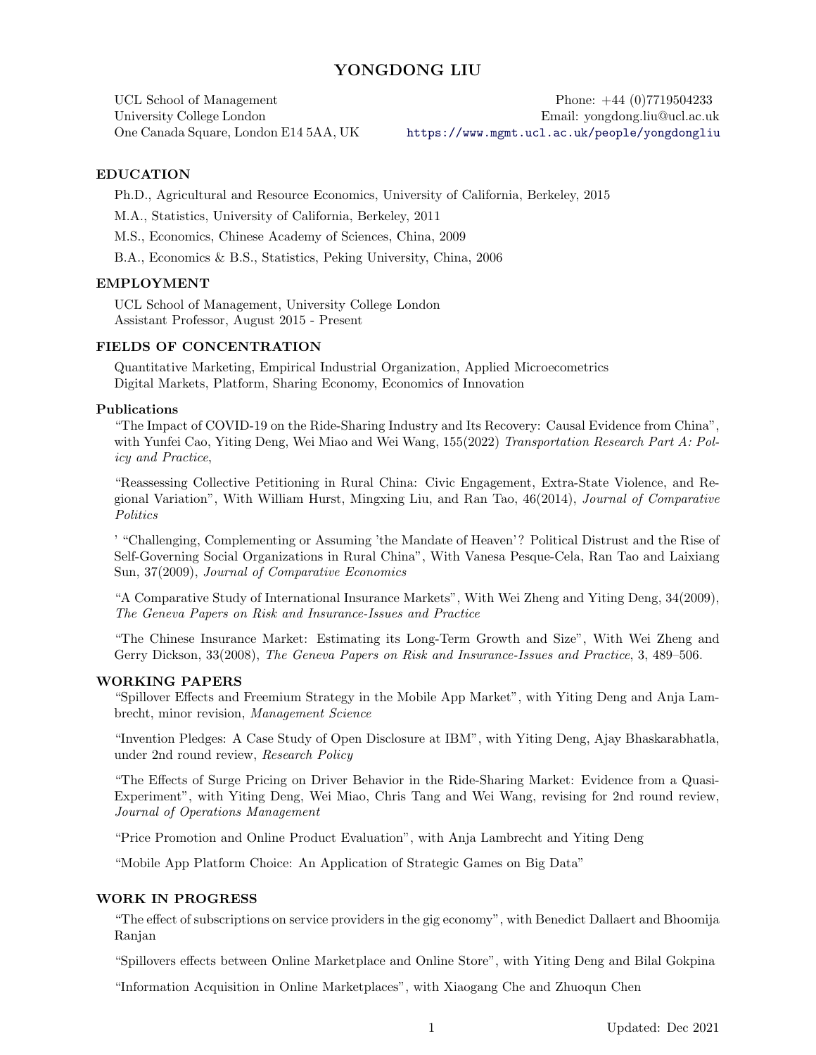# YONGDONG LIU

UCL School of Management
University College London
One Canada Square, London E14 5AA, UK

Phone: +44 (0)7719504233
Email: yongdong.liu@ucl.ac.uk
https://www.mgmt.ucl.ac.uk/people/yongdongliu

## EDUCATION

Ph.D., Agricultural and Resource Economics, University of California, Berkeley, 2015

M.A., Statistics, University of California, Berkeley, 2011

M.S., Economics, Chinese Academy of Sciences, China, 2009

B.A., Economics & B.S., Statistics, Peking University, China, 2006

## EMPLOYMENT

UCL School of Management, University College London
Assistant Professor, August 2015 - Present

## FIELDS OF CONCENTRATION

Quantitative Marketing, Empirical Industrial Organization, Applied Microecometrics
Digital Markets, Platform, Sharing Economy, Economics of Innovation

## Publications

"The Impact of COVID-19 on the Ride-Sharing Industry and Its Recovery: Causal Evidence from China", with Yunfei Cao, Yiting Deng, Wei Miao and Wei Wang, 155(2022) *Transportation Research Part A: Policy and Practice*,

"Reassessing Collective Petitioning in Rural China: Civic Engagement, Extra-State Violence, and Regional Variation", With William Hurst, Mingxing Liu, and Ran Tao, 46(2014), *Journal of Comparative Politics*

' "Challenging, Complementing or Assuming 'the Mandate of Heaven'? Political Distrust and the Rise of Self-Governing Social Organizations in Rural China", With Vanesa Pesque-Cela, Ran Tao and Laixiang Sun, 37(2009), *Journal of Comparative Economics*

"A Comparative Study of International Insurance Markets", With Wei Zheng and Yiting Deng, 34(2009), *The Geneva Papers on Risk and Insurance-Issues and Practice*

"The Chinese Insurance Market: Estimating its Long-Term Growth and Size", With Wei Zheng and Gerry Dickson, 33(2008), *The Geneva Papers on Risk and Insurance-Issues and Practice*, 3, 489–506.

## WORKING PAPERS

"Spillover Effects and Freemium Strategy in the Mobile App Market", with Yiting Deng and Anja Lambrecht, minor revision, *Management Science*

"Invention Pledges: A Case Study of Open Disclosure at IBM", with Yiting Deng, Ajay Bhaskarabhatla, under 2nd round review, *Research Policy*

"The Effects of Surge Pricing on Driver Behavior in the Ride-Sharing Market: Evidence from a Quasi-Experiment", with Yiting Deng, Wei Miao, Chris Tang and Wei Wang, revising for 2nd round review, *Journal of Operations Management*

"Price Promotion and Online Product Evaluation", with Anja Lambrecht and Yiting Deng

"Mobile App Platform Choice: An Application of Strategic Games on Big Data"

## WORK IN PROGRESS

"The effect of subscriptions on service providers in the gig economy", with Benedict Dallaert and Bhoomija Ranjan

"Spillovers effects between Online Marketplace and Online Store", with Yiting Deng and Bilal Gokpina

"Information Acquisition in Online Marketplaces", with Xiaogang Che and Zhuoqun Chen

Updated: Dec 2021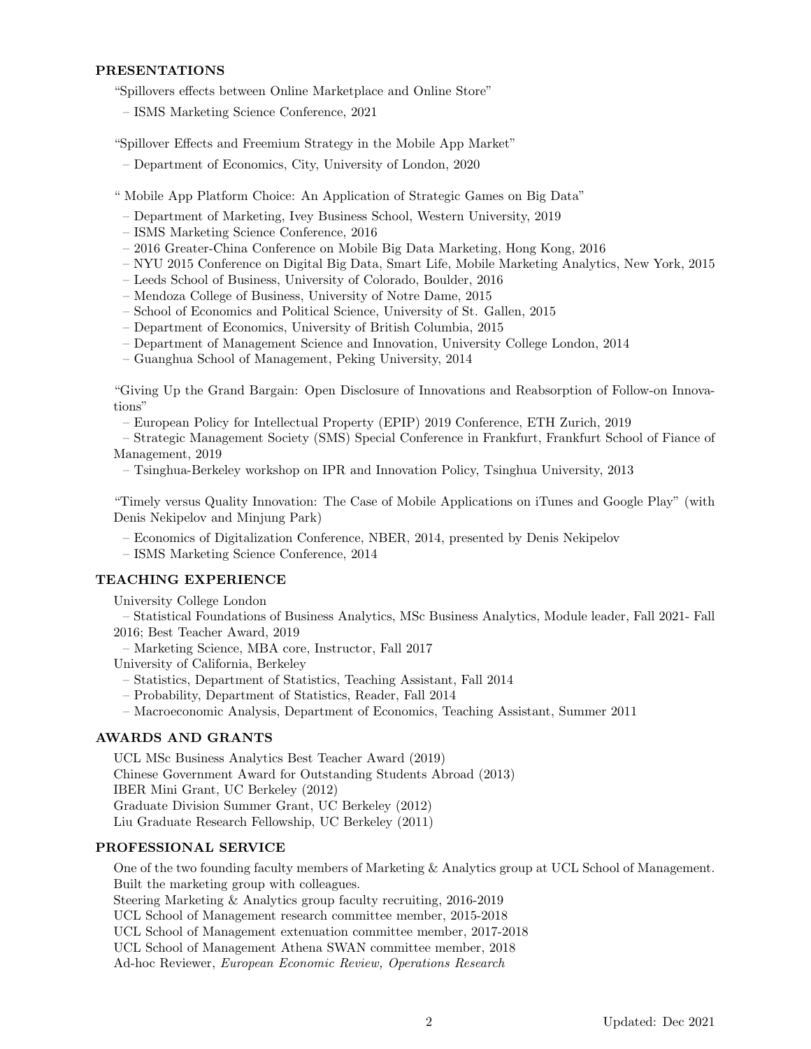## PRESENTATIONS

"Spillovers effects between Online Marketplace and Online Store"

– ISMS Marketing Science Conference, 2021

"Spillover Effects and Freemium Strategy in the Mobile App Market"

– Department of Economics, City, University of London, 2020

" Mobile App Platform Choice: An Application of Strategic Games on Big Data"

– Department of Marketing, Ivey Business School, Western University, 2019
– ISMS Marketing Science Conference, 2016
– 2016 Greater-China Conference on Mobile Big Data Marketing, Hong Kong, 2016
– NYU 2015 Conference on Digital Big Data, Smart Life, Mobile Marketing Analytics, New York, 2015
– Leeds School of Business, University of Colorado, Boulder, 2016
– Mendoza College of Business, University of Notre Dame, 2015
– School of Economics and Political Science, University of St. Gallen, 2015
– Department of Economics, University of British Columbia, 2015
– Department of Management Science and Innovation, University College London, 2014
– Guanghua School of Management, Peking University, 2014

"Giving Up the Grand Bargain: Open Disclosure of Innovations and Reabsorption of Follow-on Innovations"

– European Policy for Intellectual Property (EPIP) 2019 Conference, ETH Zurich, 2019
– Strategic Management Society (SMS) Special Conference in Frankfurt, Frankfurt School of Fiance of Management, 2019
– Tsinghua-Berkeley workshop on IPR and Innovation Policy, Tsinghua University, 2013

"Timely versus Quality Innovation: The Case of Mobile Applications on iTunes and Google Play" (with Denis Nekipelov and Minjung Park)

– Economics of Digitalization Conference, NBER, 2014, presented by Denis Nekipelov
– ISMS Marketing Science Conference, 2014

## TEACHING EXPERIENCE

University College London
– Statistical Foundations of Business Analytics, MSc Business Analytics, Module leader, Fall 2021- Fall 2016; Best Teacher Award, 2019
– Marketing Science, MBA core, Instructor, Fall 2017

University of California, Berkeley
– Statistics, Department of Statistics, Teaching Assistant, Fall 2014
– Probability, Department of Statistics, Reader, Fall 2014
– Macroeconomic Analysis, Department of Economics, Teaching Assistant, Summer 2011

## AWARDS AND GRANTS

UCL MSc Business Analytics Best Teacher Award (2019)
Chinese Government Award for Outstanding Students Abroad (2013)
IBER Mini Grant, UC Berkeley (2012)
Graduate Division Summer Grant, UC Berkeley (2012)
Liu Graduate Research Fellowship, UC Berkeley (2011)

## PROFESSIONAL SERVICE

One of the two founding faculty members of Marketing & Analytics group at UCL School of Management. Built the marketing group with colleagues.
Steering Marketing & Analytics group faculty recruiting, 2016-2019
UCL School of Management research committee member, 2015-2018
UCL School of Management extenuation committee member, 2017-2018
UCL School of Management Athena SWAN committee member, 2018
Ad-hoc Reviewer, *European Economic Review, Operations Research*

Updated: Dec 2021